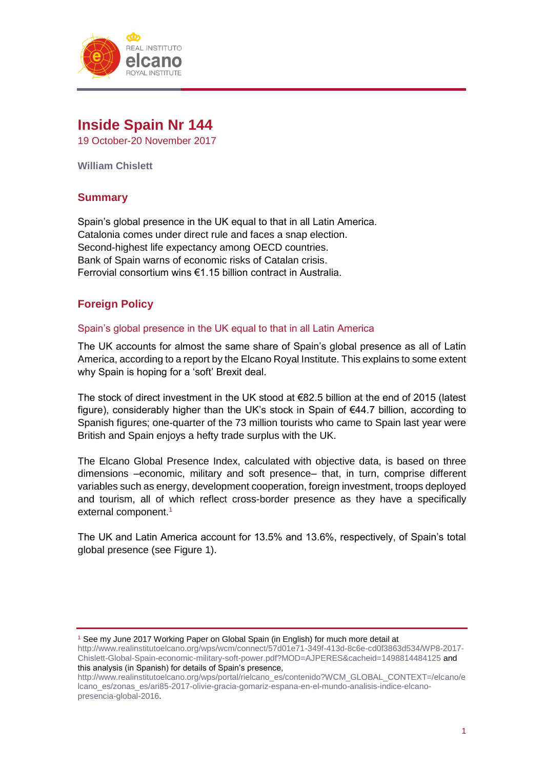# Inside Spain Nr 144

19 October-20 November 2017

**William Chislett**

## Summary

Spain's global presence in the UK equal to that in all Latin America.
Catalonia comes under direct rule and faces a snap election.
Second-highest life expectancy among OECD countries.
Bank of Spain warns of economic risks of Catalan crisis.
Ferrovial consortium wins €1.15 billion contract in Australia.

## Foreign Policy

### Spain's global presence in the UK equal to that in all Latin America

The UK accounts for almost the same share of Spain's global presence as all of Latin America, according to a report by the Elcano Royal Institute. This explains to some extent why Spain is hoping for a 'soft' Brexit deal.

The stock of direct investment in the UK stood at €82.5 billion at the end of 2015 (latest figure), considerably higher than the UK's stock in Spain of €44.7 billion, according to Spanish figures; one-quarter of the 73 million tourists who came to Spain last year were British and Spain enjoys a hefty trade surplus with the UK.

The Elcano Global Presence Index, calculated with objective data, is based on three dimensions –economic, military and soft presence– that, in turn, comprise different variables such as energy, development cooperation, foreign investment, troops deployed and tourism, all of which reflect cross-border presence as they have a specifically external component.[1]

The UK and Latin America account for 13.5% and 13.6%, respectively, of Spain's total global presence (see Figure 1).

---

[1] See my June 2017 Working Paper on Global Spain (in English) for much more detail at http://www.realinstitutoelcano.org/wps/wcm/connect/57d01e71-349f-413d-8c6e-cd0f3863d534/WP8-2017-Chislett-Global-Spain-economic-military-soft-power.pdf?MOD=AJPERES&cacheid=1498814484125 and this analysis (in Spanish) for details of Spain's presence, http://www.realinstitutoelcano.org/wps/portal/rielcano_es/contenido?WCM_GLOBAL_CONTEXT=/elcano/elcano_es/zonas_es/ari85-2017-olivie-gracia-gomariz-espana-en-el-mundo-analisis-indice-elcano-presencia-global-2016.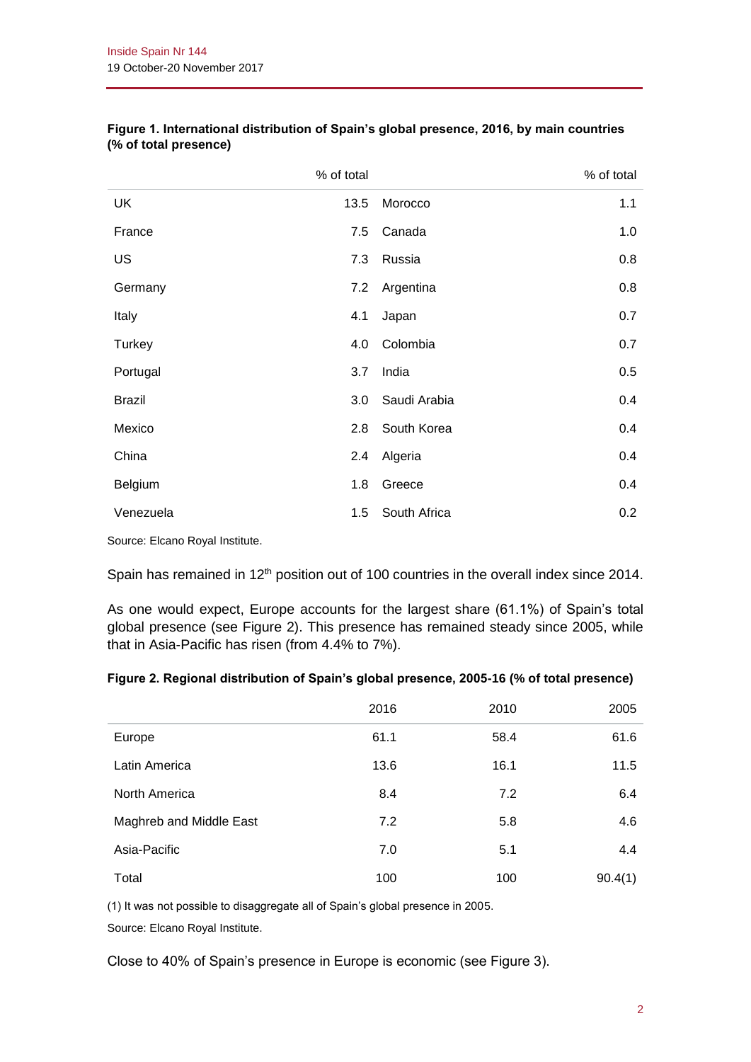**Figure 1. International distribution of Spain's global presence, 2016, by main countries (% of total presence)**

| | % of total | | % of total |
|---|---|---|---|
| UK | 13.5 | Morocco | 1.1 |
| France | 7.5 | Canada | 1.0 |
| US | 7.3 | Russia | 0.8 |
| Germany | 7.2 | Argentina | 0.8 |
| Italy | 4.1 | Japan | 0.7 |
| Turkey | 4.0 | Colombia | 0.7 |
| Portugal | 3.7 | India | 0.5 |
| Brazil | 3.0 | Saudi Arabia | 0.4 |
| Mexico | 2.8 | South Korea | 0.4 |
| China | 2.4 | Algeria | 0.4 |
| Belgium | 1.8 | Greece | 0.4 |
| Venezuela | 1.5 | South Africa | 0.2 |

Source: Elcano Royal Institute.

Spain has remained in 12th position out of 100 countries in the overall index since 2014.

As one would expect, Europe accounts for the largest share (61.1%) of Spain's total global presence (see Figure 2). This presence has remained steady since 2005, while that in Asia-Pacific has risen (from 4.4% to 7%).

**Figure 2. Regional distribution of Spain's global presence, 2005-16 (% of total presence)**

| | 2016 | 2010 | 2005 |
|---|---|---|---|
| Europe | 61.1 | 58.4 | 61.6 |
| Latin America | 13.6 | 16.1 | 11.5 |
| North America | 8.4 | 7.2 | 6.4 |
| Maghreb and Middle East | 7.2 | 5.8 | 4.6 |
| Asia-Pacific | 7.0 | 5.1 | 4.4 |
| Total | 100 | 100 | 90.4(1) |

(1) It was not possible to disaggregate all of Spain's global presence in 2005.

Source: Elcano Royal Institute.

Close to 40% of Spain's presence in Europe is economic (see Figure 3).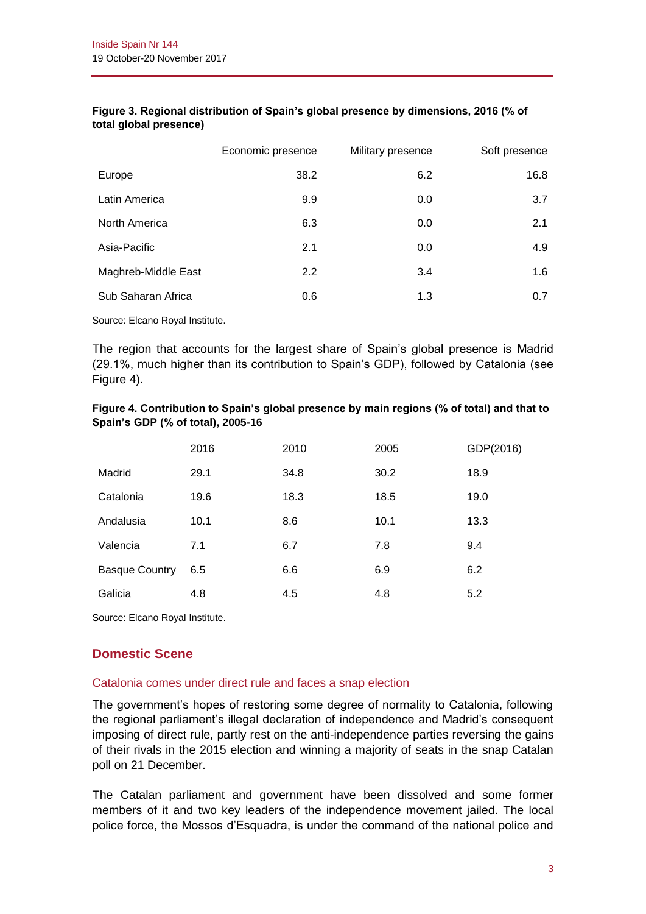**Figure 3. Regional distribution of Spain's global presence by dimensions, 2016 (% of total global presence)**

| | Economic presence | Military presence | Soft presence |
|---|---|---|---|
| Europe | 38.2 | 6.2 | 16.8 |
| Latin America | 9.9 | 0.0 | 3.7 |
| North America | 6.3 | 0.0 | 2.1 |
| Asia-Pacific | 2.1 | 0.0 | 4.9 |
| Maghreb-Middle East | 2.2 | 3.4 | 1.6 |
| Sub Saharan Africa | 0.6 | 1.3 | 0.7 |

Source: Elcano Royal Institute.

The region that accounts for the largest share of Spain's global presence is Madrid (29.1%, much higher than its contribution to Spain's GDP), followed by Catalonia (see Figure 4).

**Figure 4. Contribution to Spain's global presence by main regions (% of total) and that to Spain's GDP (% of total), 2005-16**

| | 2016 | 2010 | 2005 | GDP(2016) |
|---|---|---|---|---|
| Madrid | 29.1 | 34.8 | 30.2 | 18.9 |
| Catalonia | 19.6 | 18.3 | 18.5 | 19.0 |
| Andalusia | 10.1 | 8.6 | 10.1 | 13.3 |
| Valencia | 7.1 | 6.7 | 7.8 | 9.4 |
| Basque Country | 6.5 | 6.6 | 6.9 | 6.2 |
| Galicia | 4.8 | 4.5 | 4.8 | 5.2 |

Source: Elcano Royal Institute.

## Domestic Scene

### Catalonia comes under direct rule and faces a snap election

The government's hopes of restoring some degree of normality to Catalonia, following the regional parliament's illegal declaration of independence and Madrid's consequent imposing of direct rule, partly rest on the anti-independence parties reversing the gains of their rivals in the 2015 election and winning a majority of seats in the snap Catalan poll on 21 December.

The Catalan parliament and government have been dissolved and some former members of it and two key leaders of the independence movement jailed. The local police force, the Mossos d'Esquadra, is under the command of the national police and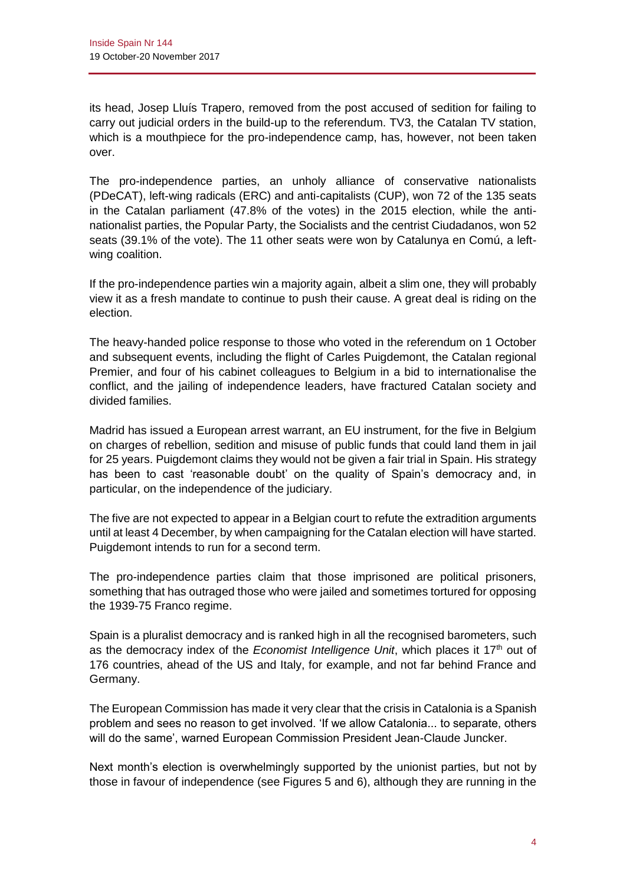its head, Josep Lluís Trapero, removed from the post accused of sedition for failing to carry out judicial orders in the build-up to the referendum. TV3, the Catalan TV station, which is a mouthpiece for the pro-independence camp, has, however, not been taken over.

The pro-independence parties, an unholy alliance of conservative nationalists (PDeCAT), left-wing radicals (ERC) and anti-capitalists (CUP), won 72 of the 135 seats in the Catalan parliament (47.8% of the votes) in the 2015 election, while the anti-nationalist parties, the Popular Party, the Socialists and the centrist Ciudadanos, won 52 seats (39.1% of the vote). The 11 other seats were won by Catalunya en Comú, a left-wing coalition.

If the pro-independence parties win a majority again, albeit a slim one, they will probably view it as a fresh mandate to continue to push their cause. A great deal is riding on the election.

The heavy-handed police response to those who voted in the referendum on 1 October and subsequent events, including the flight of Carles Puigdemont, the Catalan regional Premier, and four of his cabinet colleagues to Belgium in a bid to internationalise the conflict, and the jailing of independence leaders, have fractured Catalan society and divided families.

Madrid has issued a European arrest warrant, an EU instrument, for the five in Belgium on charges of rebellion, sedition and misuse of public funds that could land them in jail for 25 years. Puigdemont claims they would not be given a fair trial in Spain. His strategy has been to cast 'reasonable doubt' on the quality of Spain's democracy and, in particular, on the independence of the judiciary.

The five are not expected to appear in a Belgian court to refute the extradition arguments until at least 4 December, by when campaigning for the Catalan election will have started. Puigdemont intends to run for a second term.

The pro-independence parties claim that those imprisoned are political prisoners, something that has outraged those who were jailed and sometimes tortured for opposing the 1939-75 Franco regime.

Spain is a pluralist democracy and is ranked high in all the recognised barometers, such as the democracy index of the *Economist Intelligence Unit*, which places it 17th out of 176 countries, ahead of the US and Italy, for example, and not far behind France and Germany.

The European Commission has made it very clear that the crisis in Catalonia is a Spanish problem and sees no reason to get involved. 'If we allow Catalonia... to separate, others will do the same', warned European Commission President Jean-Claude Juncker.

Next month's election is overwhelmingly supported by the unionist parties, but not by those in favour of independence (see Figures 5 and 6), although they are running in the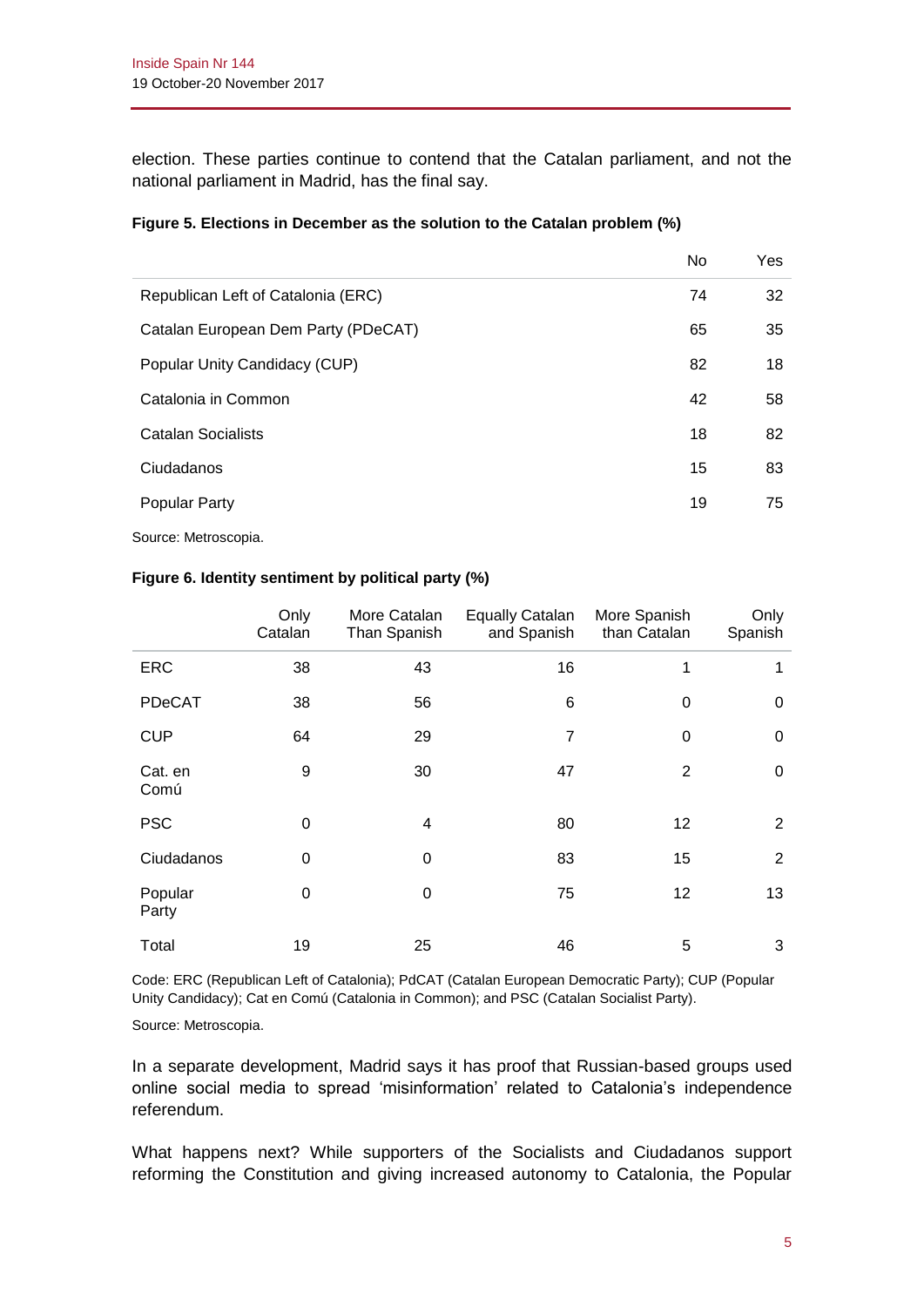election. These parties continue to contend that the Catalan parliament, and not the national parliament in Madrid, has the final say.

**Figure 5. Elections in December as the solution to the Catalan problem (%)**

| | No | Yes |
|---|---|---|
| Republican Left of Catalonia (ERC) | 74 | 32 |
| Catalan European Dem Party (PDeCAT) | 65 | 35 |
| Popular Unity Candidacy (CUP) | 82 | 18 |
| Catalonia in Common | 42 | 58 |
| Catalan Socialists | 18 | 82 |
| Ciudadanos | 15 | 83 |
| Popular Party | 19 | 75 |

Source: Metroscopia.

**Figure 6. Identity sentiment by political party (%)**

| | Only Catalan | More Catalan Than Spanish | Equally Catalan and Spanish | More Spanish than Catalan | Only Spanish |
|---|---|---|---|---|---|
| ERC | 38 | 43 | 16 | 1 | 1 |
| PDeCAT | 38 | 56 | 6 | 0 | 0 |
| CUP | 64 | 29 | 7 | 0 | 0 |
| Cat. en Comú | 9 | 30 | 47 | 2 | 0 |
| PSC | 0 | 4 | 80 | 12 | 2 |
| Ciudadanos | 0 | 0 | 83 | 15 | 2 |
| Popular Party | 0 | 0 | 75 | 12 | 13 |
| Total | 19 | 25 | 46 | 5 | 3 |

Code: ERC (Republican Left of Catalonia); PdCAT (Catalan European Democratic Party); CUP (Popular Unity Candidacy); Cat en Comú (Catalonia in Common); and PSC (Catalan Socialist Party).

Source: Metroscopia.

In a separate development, Madrid says it has proof that Russian-based groups used online social media to spread 'misinformation' related to Catalonia's independence referendum.

What happens next? While supporters of the Socialists and Ciudadanos support reforming the Constitution and giving increased autonomy to Catalonia, the Popular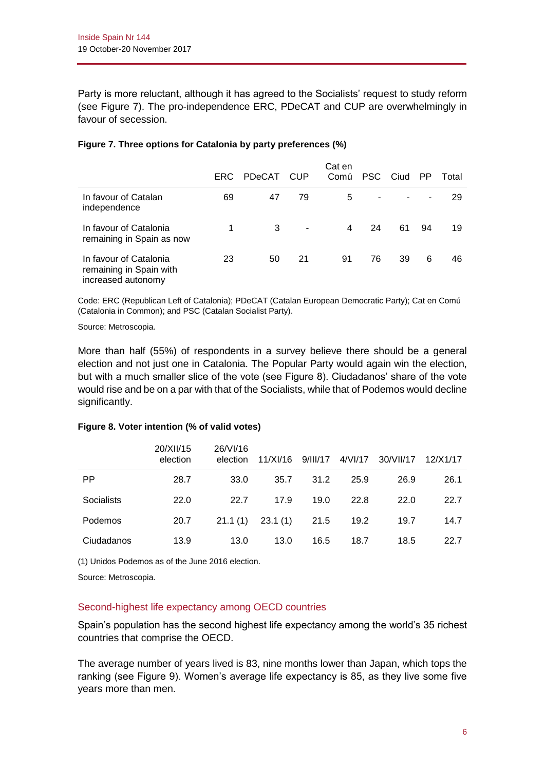Party is more reluctant, although it has agreed to the Socialists' request to study reform (see Figure 7). The pro-independence ERC, PDeCAT and CUP are overwhelmingly in favour of secession.

**Figure 7. Three options for Catalonia by party preferences (%)**

| | ERC | PDeCAT | CUP | Cat en Comú | PSC | Ciud | PP | Total |
|---|---|---|---|---|---|---|---|---|
| In favour of Catalan independence | 69 | 47 | 79 | 5 | - | - | - | 29 |
| In favour of Catalonia remaining in Spain as now | 1 | 3 | - | 4 | 24 | 61 | 94 | 19 |
| In favour of Catalonia remaining in Spain with increased autonomy | 23 | 50 | 21 | 91 | 76 | 39 | 6 | 46 |

Code: ERC (Republican Left of Catalonia); PDeCAT (Catalan European Democratic Party); Cat en Comú (Catalonia in Common); and PSC (Catalan Socialist Party).

Source: Metroscopia.

More than half (55%) of respondents in a survey believe there should be a general election and not just one in Catalonia. The Popular Party would again win the election, but with a much smaller slice of the vote (see Figure 8). Ciudadanos' share of the vote would rise and be on a par with that of the Socialists, while that of Podemos would decline significantly.

**Figure 8. Voter intention (% of valid votes)**

| | 20/XII/15 election | 26/VI/16 election | 11/XI/16 | 9/III/17 | 4/VI/17 | 30/VII/17 | 12/X1/17 |
|---|---|---|---|---|---|---|---|
| PP | 28.7 | 33.0 | 35.7 | 31.2 | 25.9 | 26.9 | 26.1 |
| Socialists | 22.0 | 22.7 | 17.9 | 19.0 | 22.8 | 22.0 | 22.7 |
| Podemos | 20.7 | 21.1 (1) | 23.1 (1) | 21.5 | 19.2 | 19.7 | 14.7 |
| Ciudadanos | 13.9 | 13.0 | 13.0 | 16.5 | 18.7 | 18.5 | 22.7 |

(1) Unidos Podemos as of the June 2016 election.

Source: Metroscopia.

## Second-highest life expectancy among OECD countries

Spain's population has the second highest life expectancy among the world's 35 richest countries that comprise the OECD.

The average number of years lived is 83, nine months lower than Japan, which tops the ranking (see Figure 9). Women's average life expectancy is 85, as they live some five years more than men.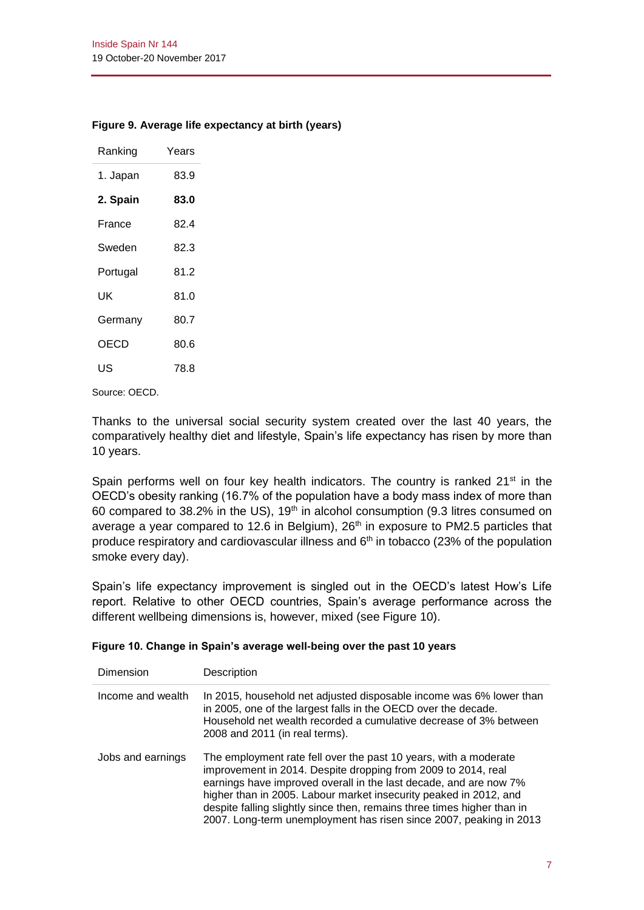**Figure 9. Average life expectancy at birth (years)**

| Ranking | Years |
|---|---|
| 1. Japan | 83.9 |
| **2. Spain** | **83.0** |
| France | 82.4 |
| Sweden | 82.3 |
| Portugal | 81.2 |
| UK | 81.0 |
| Germany | 80.7 |
| OECD | 80.6 |
| US | 78.8 |

Source: OECD.

Thanks to the universal social security system created over the last 40 years, the comparatively healthy diet and lifestyle, Spain's life expectancy has risen by more than 10 years.

Spain performs well on four key health indicators. The country is ranked 21st in the OECD's obesity ranking (16.7% of the population have a body mass index of more than 60 compared to 38.2% in the US), 19th in alcohol consumption (9.3 litres consumed on average a year compared to 12.6 in Belgium), 26th in exposure to PM2.5 particles that produce respiratory and cardiovascular illness and 6th in tobacco (23% of the population smoke every day).

Spain's life expectancy improvement is singled out in the OECD's latest How's Life report. Relative to other OECD countries, Spain's average performance across the different wellbeing dimensions is, however, mixed (see Figure 10).

**Figure 10. Change in Spain's average well-being over the past 10 years**

| Dimension | Description |
|---|---|
| Income and wealth | In 2015, household net adjusted disposable income was 6% lower than in 2005, one of the largest falls in the OECD over the decade. Household net wealth recorded a cumulative decrease of 3% between 2008 and 2011 (in real terms). |
| Jobs and earnings | The employment rate fell over the past 10 years, with a moderate improvement in 2014. Despite dropping from 2009 to 2014, real earnings have improved overall in the last decade, and are now 7% higher than in 2005. Labour market insecurity peaked in 2012, and despite falling slightly since then, remains three times higher than in 2007. Long-term unemployment has risen since 2007, peaking in 2013 |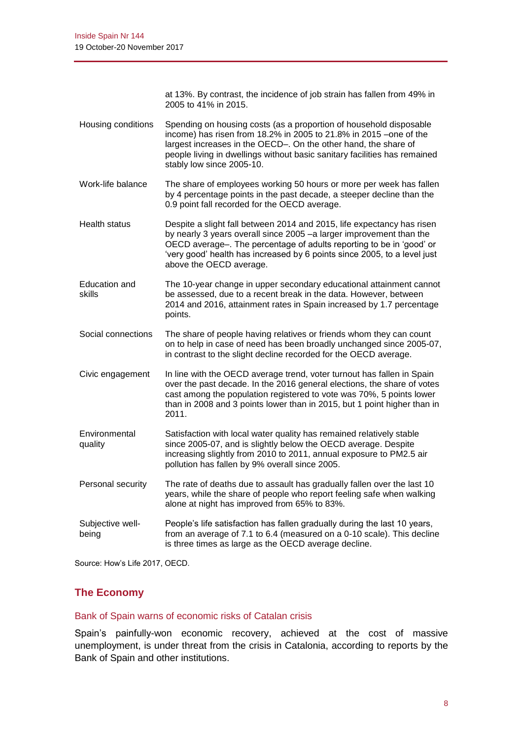| | |
|---|---|
| | at 13%. By contrast, the incidence of job strain has fallen from 49% in 2005 to 41% in 2015. |
| Housing conditions | Spending on housing costs (as a proportion of household disposable income) has risen from 18.2% in 2005 to 21.8% in 2015 –one of the largest increases in the OECD–. On the other hand, the share of people living in dwellings without basic sanitary facilities has remained stably low since 2005-10. |
| Work-life balance | The share of employees working 50 hours or more per week has fallen by 4 percentage points in the past decade, a steeper decline than the 0.9 point fall recorded for the OECD average. |
| Health status | Despite a slight fall between 2014 and 2015, life expectancy has risen by nearly 3 years overall since 2005 –a larger improvement than the OECD average–. The percentage of adults reporting to be in 'good' or 'very good' health has increased by 6 points since 2005, to a level just above the OECD average. |
| Education and skills | The 10-year change in upper secondary educational attainment cannot be assessed, due to a recent break in the data. However, between 2014 and 2016, attainment rates in Spain increased by 1.7 percentage points. |
| Social connections | The share of people having relatives or friends whom they can count on to help in case of need has been broadly unchanged since 2005-07, in contrast to the slight decline recorded for the OECD average. |
| Civic engagement | In line with the OECD average trend, voter turnout has fallen in Spain over the past decade. In the 2016 general elections, the share of votes cast among the population registered to vote was 70%, 5 points lower than in 2008 and 3 points lower than in 2015, but 1 point higher than in 2011. |
| Environmental quality | Satisfaction with local water quality has remained relatively stable since 2005-07, and is slightly below the OECD average. Despite increasing slightly from 2010 to 2011, annual exposure to PM2.5 air pollution has fallen by 9% overall since 2005. |
| Personal security | The rate of deaths due to assault has gradually fallen over the last 10 years, while the share of people who report feeling safe when walking alone at night has improved from 65% to 83%. |
| Subjective well-being | People's life satisfaction has fallen gradually during the last 10 years, from an average of 7.1 to 6.4 (measured on a 0-10 scale). This decline is three times as large as the OECD average decline. |

Source: How's Life 2017, OECD.

## The Economy

### Bank of Spain warns of economic risks of Catalan crisis

Spain's painfully-won economic recovery, achieved at the cost of massive unemployment, is under threat from the crisis in Catalonia, according to reports by the Bank of Spain and other institutions.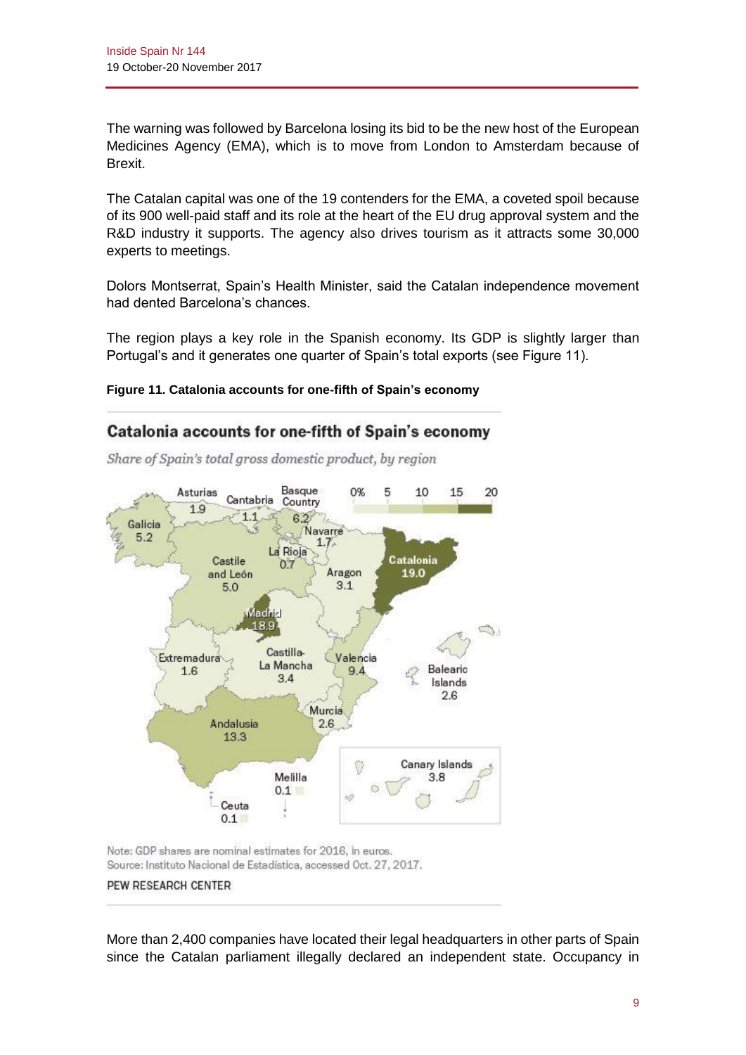The warning was followed by Barcelona losing its bid to be the new host of the European Medicines Agency (EMA), which is to move from London to Amsterdam because of Brexit.

The Catalan capital was one of the 19 contenders for the EMA, a coveted spoil because of its 900 well-paid staff and its role at the heart of the EU drug approval system and the R&D industry it supports. The agency also drives tourism as it attracts some 30,000 experts to meetings.

Dolors Montserrat, Spain's Health Minister, said the Catalan independence movement had dented Barcelona's chances.

The region plays a key role in the Spanish economy. Its GDP is slightly larger than Portugal's and it generates one quarter of Spain's total exports (see Figure 11).

**Figure 11. Catalonia accounts for one-fifth of Spain's economy**

**Catalonia accounts for one-fifth of Spain's economy**

*Share of Spain's total gross domestic product, by region*

| Region | Share (%) |
|---|---|
| Galicia | 5.2 |
| Asturias | 1.9 |
| Cantabria | 1.1 |
| Basque Country | 6.2 |
| Navarre | 1.7 |
| La Rioja | 0.7 |
| Castile and León | 5.0 |
| Aragon | 3.1 |
| Catalonia | 19.0 |
| Madrid | 18.9 |
| Extremadura | 1.6 |
| Castilla-La Mancha | 3.4 |
| Valencia | 9.4 |
| Balearic Islands | 2.6 |
| Murcia | 2.6 |
| Andalusia | 13.3 |
| Melilla | 0.1 |
| Ceuta | 0.1 |
| Canary Islands | 3.8 |

Note: GDP shares are nominal estimates for 2016, in euros.
Source: Instituto Nacional de Estadística, accessed Oct. 27, 2017.

PEW RESEARCH CENTER

More than 2,400 companies have located their legal headquarters in other parts of Spain since the Catalan parliament illegally declared an independent state. Occupancy in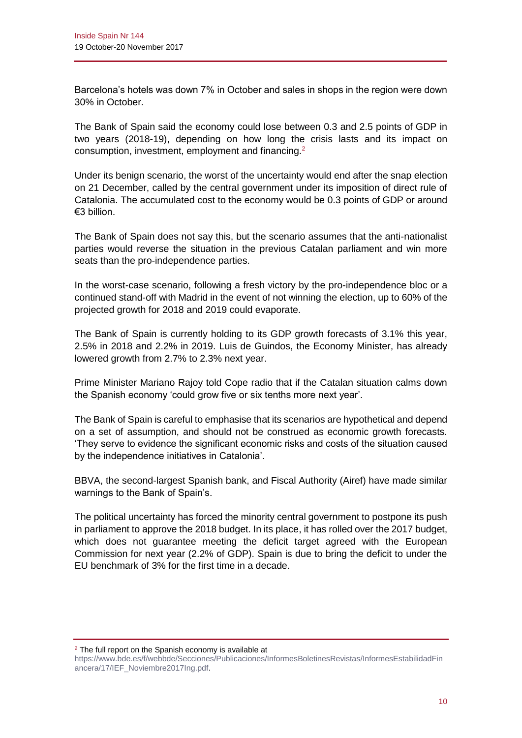Barcelona's hotels was down 7% in October and sales in shops in the region were down 30% in October.

The Bank of Spain said the economy could lose between 0.3 and 2.5 points of GDP in two years (2018-19), depending on how long the crisis lasts and its impact on consumption, investment, employment and financing.[2]

Under its benign scenario, the worst of the uncertainty would end after the snap election on 21 December, called by the central government under its imposition of direct rule of Catalonia. The accumulated cost to the economy would be 0.3 points of GDP or around €3 billion.

The Bank of Spain does not say this, but the scenario assumes that the anti-nationalist parties would reverse the situation in the previous Catalan parliament and win more seats than the pro-independence parties.

In the worst-case scenario, following a fresh victory by the pro-independence bloc or a continued stand-off with Madrid in the event of not winning the election, up to 60% of the projected growth for 2018 and 2019 could evaporate.

The Bank of Spain is currently holding to its GDP growth forecasts of 3.1% this year, 2.5% in 2018 and 2.2% in 2019. Luis de Guindos, the Economy Minister, has already lowered growth from 2.7% to 2.3% next year.

Prime Minister Mariano Rajoy told Cope radio that if the Catalan situation calms down the Spanish economy 'could grow five or six tenths more next year'.

The Bank of Spain is careful to emphasise that its scenarios are hypothetical and depend on a set of assumption, and should not be construed as economic growth forecasts. 'They serve to evidence the significant economic risks and costs of the situation caused by the independence initiatives in Catalonia'.

BBVA, the second-largest Spanish bank, and Fiscal Authority (Airef) have made similar warnings to the Bank of Spain's.

The political uncertainty has forced the minority central government to postpone its push in parliament to approve the 2018 budget. In its place, it has rolled over the 2017 budget, which does not guarantee meeting the deficit target agreed with the European Commission for next year (2.2% of GDP). Spain is due to bring the deficit to under the EU benchmark of 3% for the first time in a decade.

---

[2] The full report on the Spanish economy is available at https://www.bde.es/f/webbde/Secciones/Publicaciones/InformesBoletinesRevistas/InformesEstabilidadFinancera/17/IEF_Noviembre2017Ing.pdf.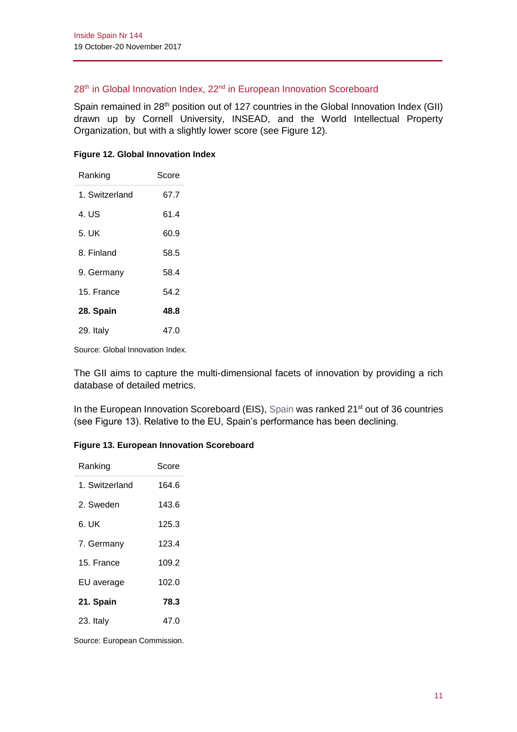## 28th in Global Innovation Index, 22nd in European Innovation Scoreboard

Spain remained in 28th position out of 127 countries in the Global Innovation Index (GII) drawn up by Cornell University, INSEAD, and the World Intellectual Property Organization, but with a slightly lower score (see Figure 12).

**Figure 12. Global Innovation Index**

| Ranking | Score |
|---|---|
| 1. Switzerland | 67.7 |
| 4. US | 61.4 |
| 5. UK | 60.9 |
| 8. Finland | 58.5 |
| 9. Germany | 58.4 |
| 15. France | 54.2 |
| **28. Spain** | **48.8** |
| 29. Italy | 47.0 |

Source: Global Innovation Index.

The GII aims to capture the multi-dimensional facets of innovation by providing a rich database of detailed metrics.

In the European Innovation Scoreboard (EIS), Spain was ranked 21st out of 36 countries (see Figure 13). Relative to the EU, Spain's performance has been declining.

**Figure 13. European Innovation Scoreboard**

| Ranking | Score |
|---|---|
| 1. Switzerland | 164.6 |
| 2. Sweden | 143.6 |
| 6. UK | 125.3 |
| 7. Germany | 123.4 |
| 15. France | 109.2 |
| EU average | 102.0 |
| **21. Spain** | **78.3** |
| 23. Italy | 47.0 |

Source: European Commission.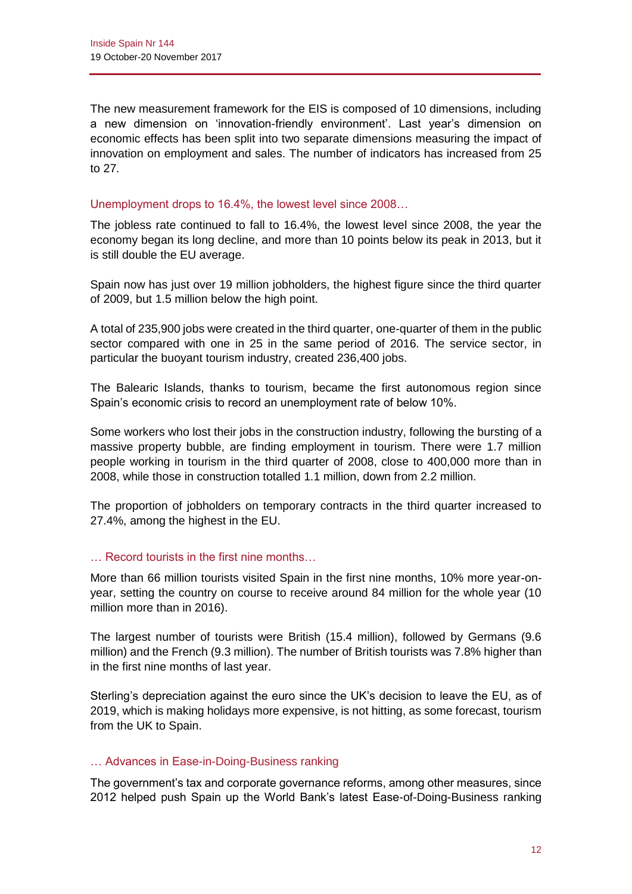The new measurement framework for the EIS is composed of 10 dimensions, including a new dimension on 'innovation-friendly environment'. Last year's dimension on economic effects has been split into two separate dimensions measuring the impact of innovation on employment and sales. The number of indicators has increased from 25 to 27.

### Unemployment drops to 16.4%, the lowest level since 2008…

The jobless rate continued to fall to 16.4%, the lowest level since 2008, the year the economy began its long decline, and more than 10 points below its peak in 2013, but it is still double the EU average.

Spain now has just over 19 million jobholders, the highest figure since the third quarter of 2009, but 1.5 million below the high point.

A total of 235,900 jobs were created in the third quarter, one-quarter of them in the public sector compared with one in 25 in the same period of 2016. The service sector, in particular the buoyant tourism industry, created 236,400 jobs.

The Balearic Islands, thanks to tourism, became the first autonomous region since Spain's economic crisis to record an unemployment rate of below 10%.

Some workers who lost their jobs in the construction industry, following the bursting of a massive property bubble, are finding employment in tourism. There were 1.7 million people working in tourism in the third quarter of 2008, close to 400,000 more than in 2008, while those in construction totalled 1.1 million, down from 2.2 million.

The proportion of jobholders on temporary contracts in the third quarter increased to 27.4%, among the highest in the EU.

### … Record tourists in the first nine months…

More than 66 million tourists visited Spain in the first nine months, 10% more year-on-year, setting the country on course to receive around 84 million for the whole year (10 million more than in 2016).

The largest number of tourists were British (15.4 million), followed by Germans (9.6 million) and the French (9.3 million). The number of British tourists was 7.8% higher than in the first nine months of last year.

Sterling's depreciation against the euro since the UK's decision to leave the EU, as of 2019, which is making holidays more expensive, is not hitting, as some forecast, tourism from the UK to Spain.

### … Advances in Ease-in-Doing-Business ranking

The government's tax and corporate governance reforms, among other measures, since 2012 helped push Spain up the World Bank's latest Ease-of-Doing-Business ranking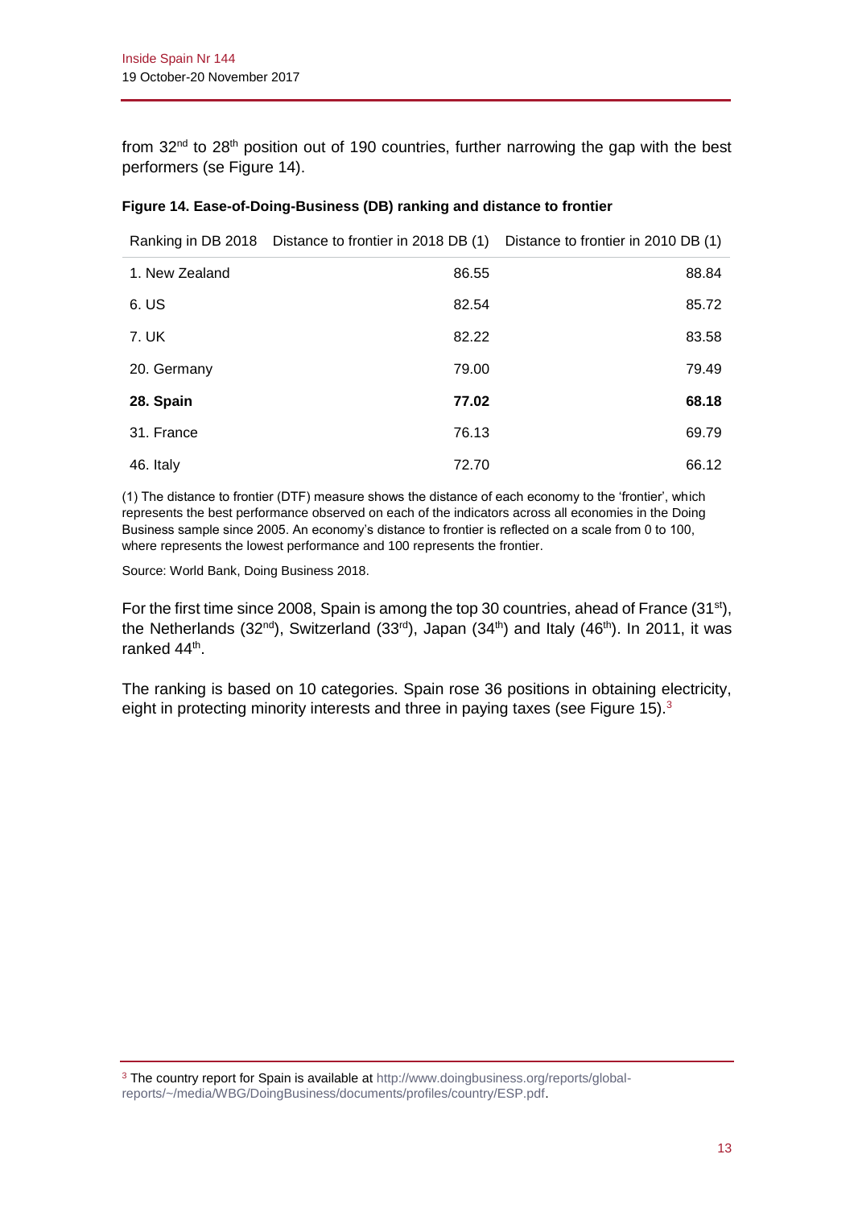from 32nd to 28th position out of 190 countries, further narrowing the gap with the best performers (se Figure 14).

**Figure 14. Ease-of-Doing-Business (DB) ranking and distance to frontier**

| Ranking in DB 2018 | Distance to frontier in 2018 DB (1) | Distance to frontier in 2010 DB (1) |
|---|---|---|
| 1. New Zealand | 86.55 | 88.84 |
| 6. US | 82.54 | 85.72 |
| 7. UK | 82.22 | 83.58 |
| 20. Germany | 79.00 | 79.49 |
| **28. Spain** | **77.02** | **68.18** |
| 31. France | 76.13 | 69.79 |
| 46. Italy | 72.70 | 66.12 |

(1) The distance to frontier (DTF) measure shows the distance of each economy to the 'frontier', which represents the best performance observed on each of the indicators across all economies in the Doing Business sample since 2005. An economy's distance to frontier is reflected on a scale from 0 to 100, where represents the lowest performance and 100 represents the frontier.

Source: World Bank, Doing Business 2018.

For the first time since 2008, Spain is among the top 30 countries, ahead of France (31st), the Netherlands (32nd), Switzerland (33rd), Japan (34th) and Italy (46th). In 2011, it was ranked 44th.

The ranking is based on 10 categories. Spain rose 36 positions in obtaining electricity, eight in protecting minority interests and three in paying taxes (see Figure 15).[3]

---

[3] The country report for Spain is available at http://www.doingbusiness.org/reports/global-reports/~/media/WBG/DoingBusiness/documents/profiles/country/ESP.pdf.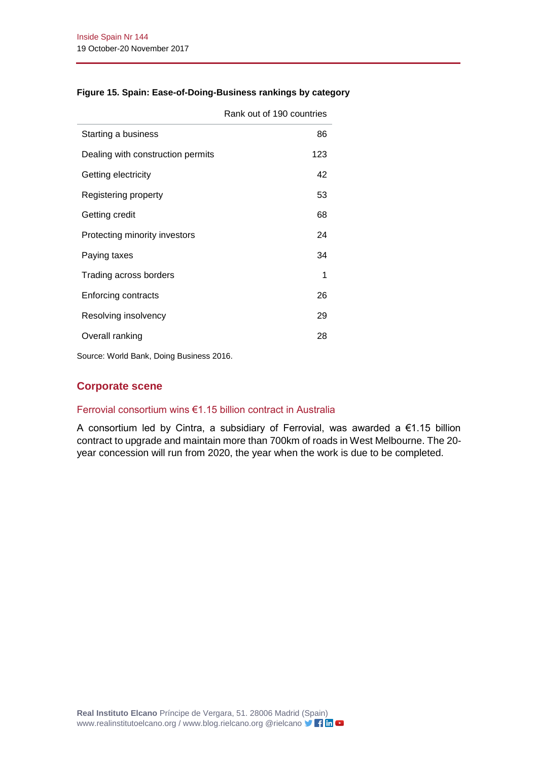**Figure 15. Spain: Ease-of-Doing-Business rankings by category**

| | Rank out of 190 countries |
|---|---|
| Starting a business | 86 |
| Dealing with construction permits | 123 |
| Getting electricity | 42 |
| Registering property | 53 |
| Getting credit | 68 |
| Protecting minority investors | 24 |
| Paying taxes | 34 |
| Trading across borders | 1 |
| Enforcing contracts | 26 |
| Resolving insolvency | 29 |
| Overall ranking | 28 |

Source: World Bank, Doing Business 2016.

## Corporate scene

### Ferrovial consortium wins €1.15 billion contract in Australia

A consortium led by Cintra, a subsidiary of Ferrovial, was awarded a €1.15 billion contract to upgrade and maintain more than 700km of roads in West Melbourne. The 20-year concession will run from 2020, the year when the work is due to be completed.